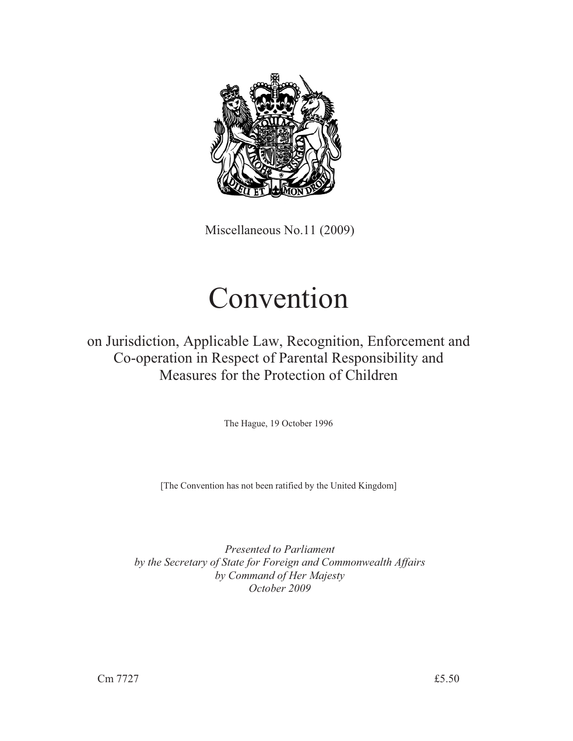Miscellaneous No.11 (2009)

# Convention

## on Jurisdiction, Applicable Law, Recognition, Enforcement and Co-operation in Respect of Parental Responsibility and Measures for the Protection of Children

The Hague, 19 October 1996

[The Convention has not been ratified by the United Kingdom]

*Presented to Parliament*
*by the Secretary of State for Foreign and Commonwealth Affairs*
*by Command of Her Majesty*
*October 2009*

Cm 7727 £5.50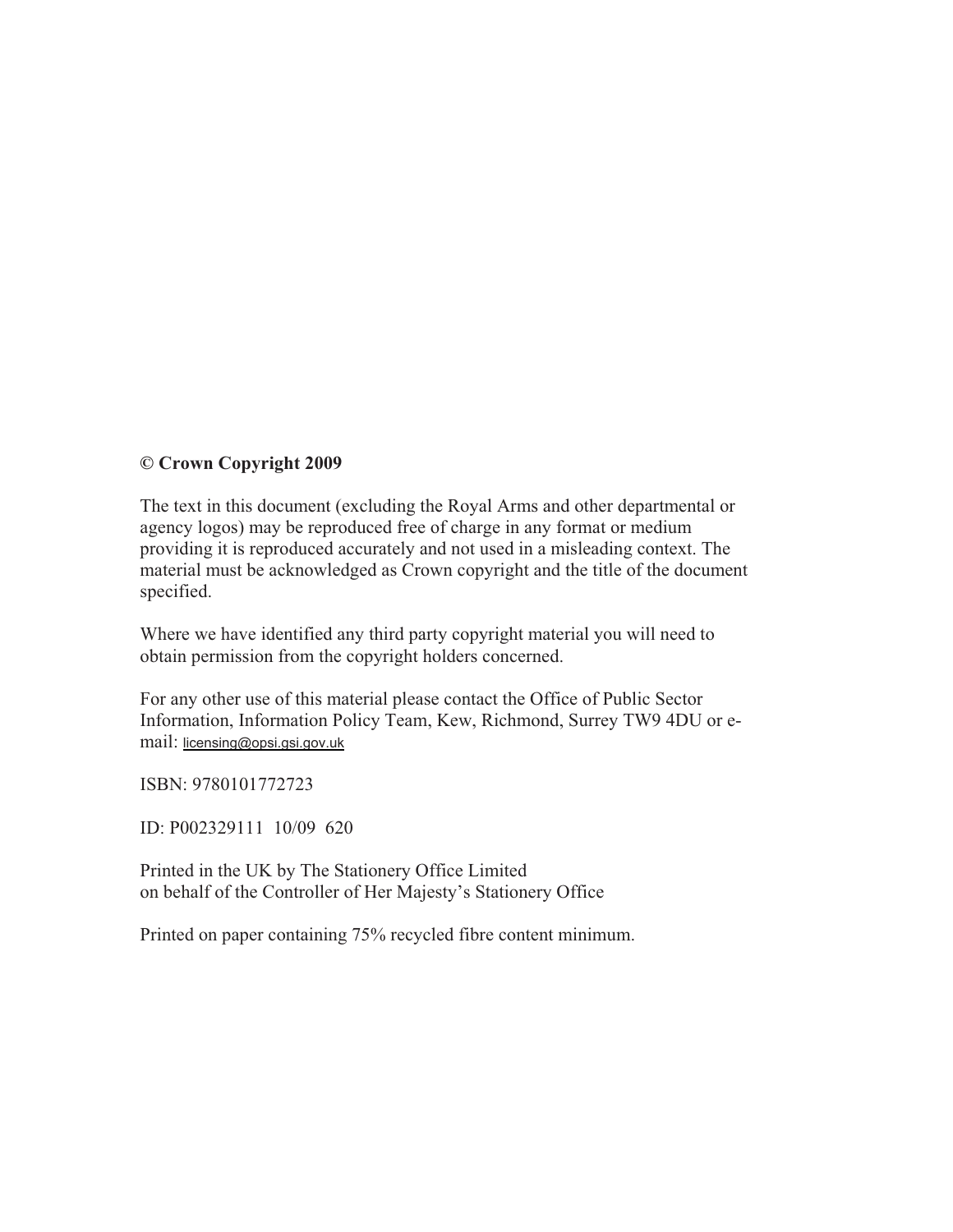**© Crown Copyright 2009**

The text in this document (excluding the Royal Arms and other departmental or agency logos) may be reproduced free of charge in any format or medium providing it is reproduced accurately and not used in a misleading context. The material must be acknowledged as Crown copyright and the title of the document specified.

Where we have identified any third party copyright material you will need to obtain permission from the copyright holders concerned.

For any other use of this material please contact the Office of Public Sector Information, Information Policy Team, Kew, Richmond, Surrey TW9 4DU or e-mail: licensing@opsi.gsi.gov.uk

ISBN: 9780101772723

ID: P002329111 10/09 620

Printed in the UK by The Stationery Office Limited
on behalf of the Controller of Her Majesty's Stationery Office

Printed on paper containing 75% recycled fibre content minimum.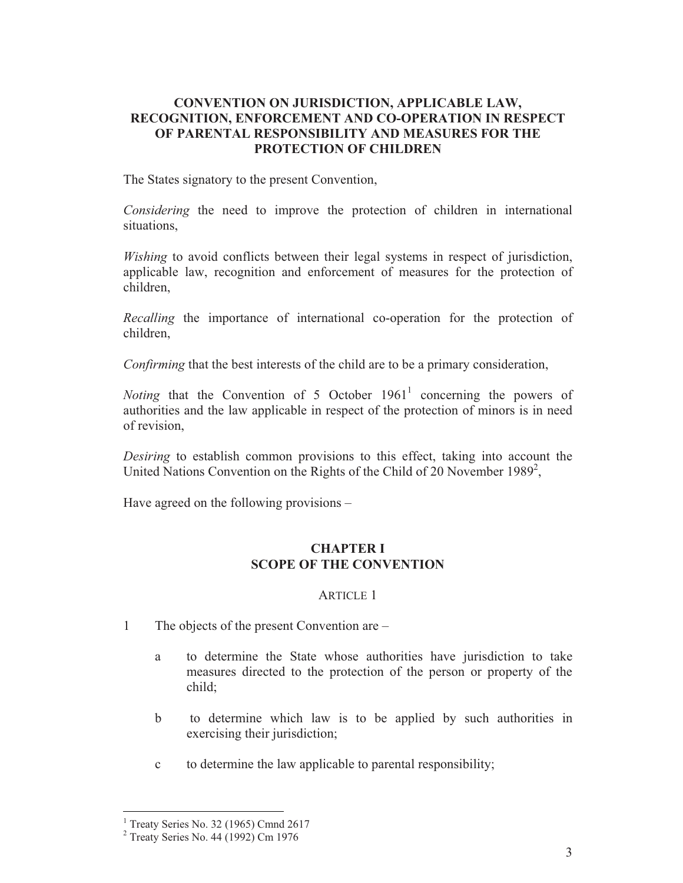## CONVENTION ON JURISDICTION, APPLICABLE LAW, RECOGNITION, ENFORCEMENT AND CO-OPERATION IN RESPECT OF PARENTAL RESPONSIBILITY AND MEASURES FOR THE PROTECTION OF CHILDREN

The States signatory to the present Convention,

*Considering* the need to improve the protection of children in international situations,

*Wishing* to avoid conflicts between their legal systems in respect of jurisdiction, applicable law, recognition and enforcement of measures for the protection of children,

*Recalling* the importance of international co-operation for the protection of children,

*Confirming* that the best interests of the child are to be a primary consideration,

*Noting* that the Convention of 5 October 1961[1] concerning the powers of authorities and the law applicable in respect of the protection of minors is in need of revision,

*Desiring* to establish common provisions to this effect, taking into account the United Nations Convention on the Rights of the Child of 20 November 1989[2],

Have agreed on the following provisions –

### CHAPTER I
### SCOPE OF THE CONVENTION

ARTICLE 1

1 The objects of the present Convention are –

   a to determine the State whose authorities have jurisdiction to take measures directed to the protection of the person or property of the child;

   b to determine which law is to be applied by such authorities in exercising their jurisdiction;

   c to determine the law applicable to parental responsibility;

---

[1] Treaty Series No. 32 (1965) Cmnd 2617

[2] Treaty Series No. 44 (1992) Cm 1976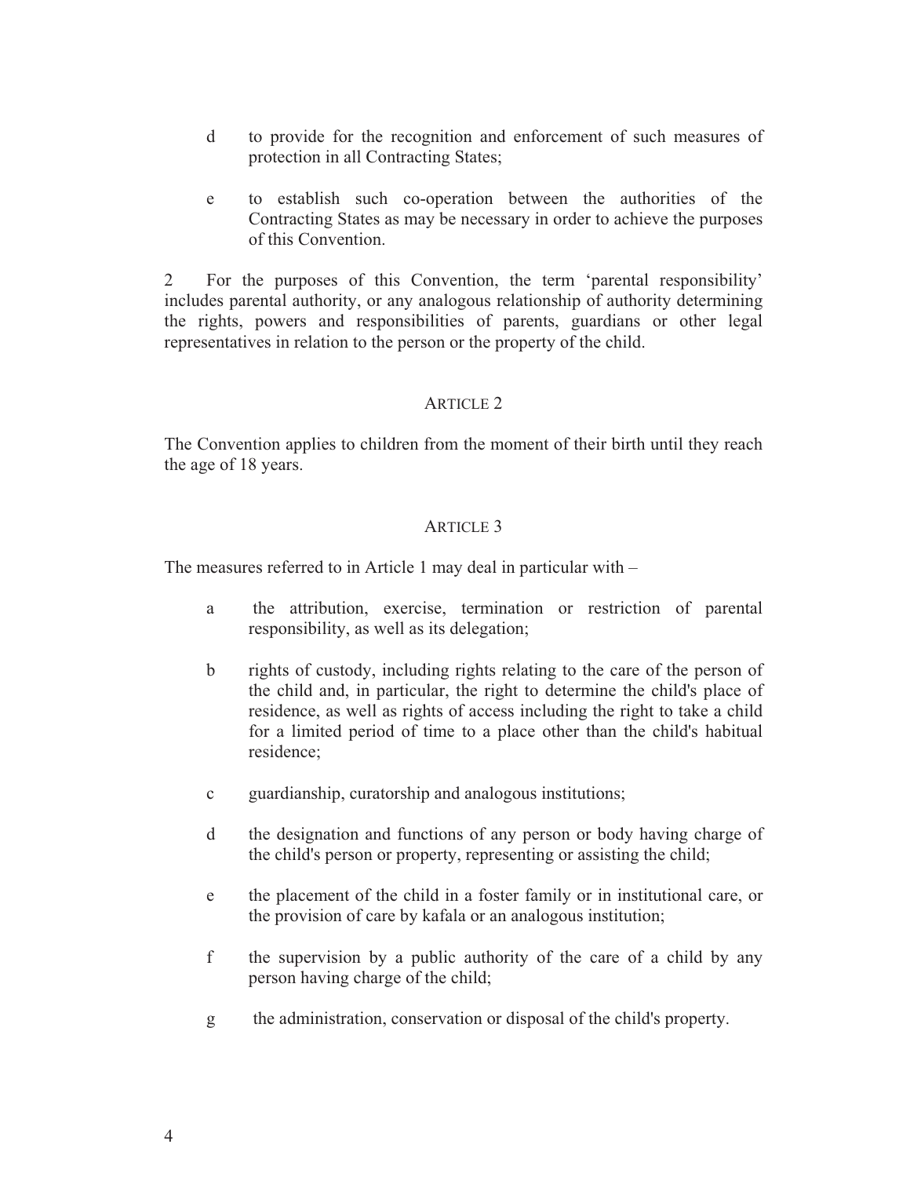d to provide for the recognition and enforcement of such measures of protection in all Contracting States;

e to establish such co-operation between the authorities of the Contracting States as may be necessary in order to achieve the purposes of this Convention.

2 For the purposes of this Convention, the term 'parental responsibility' includes parental authority, or any analogous relationship of authority determining the rights, powers and responsibilities of parents, guardians or other legal representatives in relation to the person or the property of the child.

## ARTICLE 2

The Convention applies to children from the moment of their birth until they reach the age of 18 years.

## ARTICLE 3

The measures referred to in Article 1 may deal in particular with –

a the attribution, exercise, termination or restriction of parental responsibility, as well as its delegation;

b rights of custody, including rights relating to the care of the person of the child and, in particular, the right to determine the child's place of residence, as well as rights of access including the right to take a child for a limited period of time to a place other than the child's habitual residence;

c guardianship, curatorship and analogous institutions;

d the designation and functions of any person or body having charge of the child's person or property, representing or assisting the child;

e the placement of the child in a foster family or in institutional care, or the provision of care by kafala or an analogous institution;

f the supervision by a public authority of the care of a child by any person having charge of the child;

g the administration, conservation or disposal of the child's property.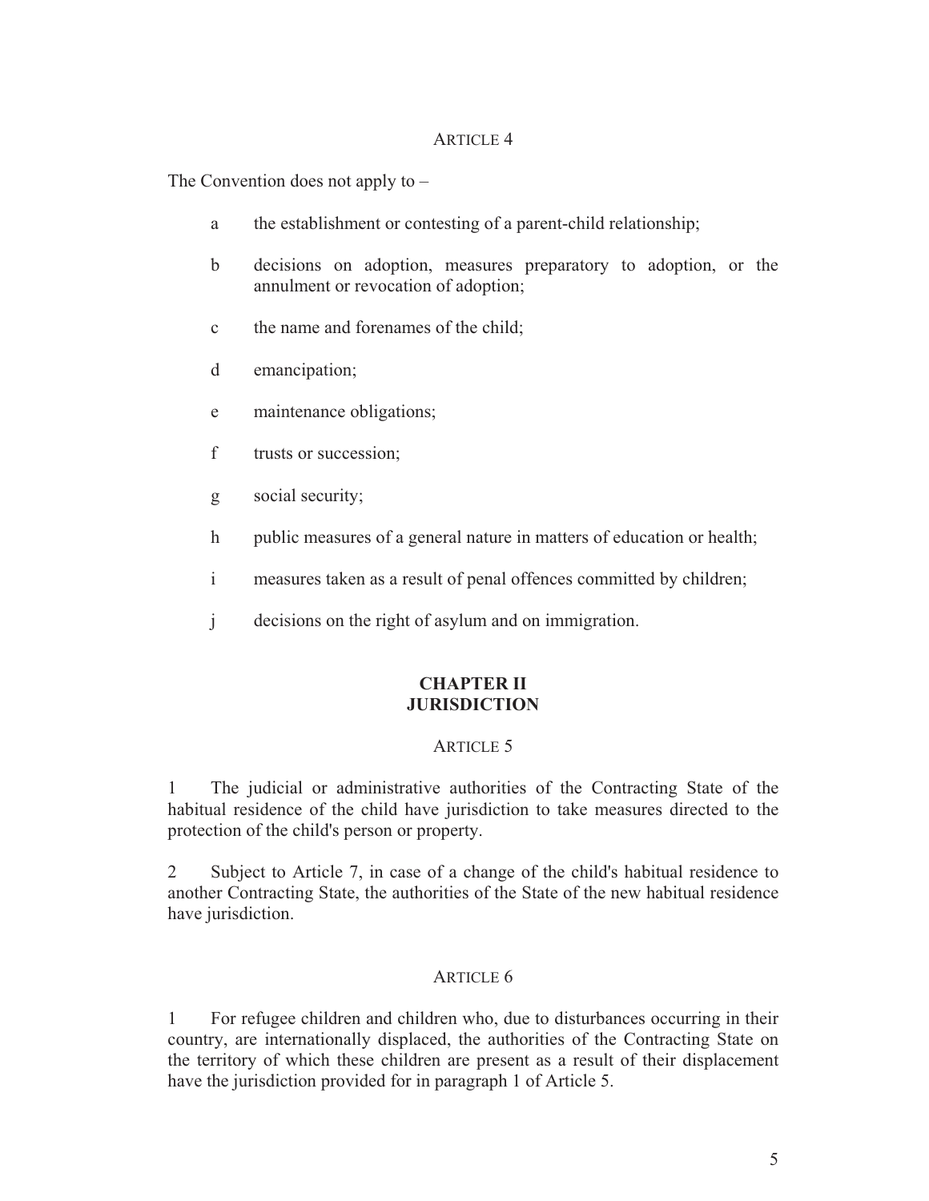ARTICLE 4

The Convention does not apply to –

a the establishment or contesting of a parent-child relationship;

b decisions on adoption, measures preparatory to adoption, or the annulment or revocation of adoption;

c the name and forenames of the child;

d emancipation;

e maintenance obligations;

f trusts or succession;

g social security;

h public measures of a general nature in matters of education or health;

i measures taken as a result of penal offences committed by children;

j decisions on the right of asylum and on immigration.

## CHAPTER II
## JURISDICTION

ARTICLE 5

1 The judicial or administrative authorities of the Contracting State of the habitual residence of the child have jurisdiction to take measures directed to the protection of the child's person or property.

2 Subject to Article 7, in case of a change of the child's habitual residence to another Contracting State, the authorities of the State of the new habitual residence have jurisdiction.

ARTICLE 6

1 For refugee children and children who, due to disturbances occurring in their country, are internationally displaced, the authorities of the Contracting State on the territory of which these children are present as a result of their displacement have the jurisdiction provided for in paragraph 1 of Article 5.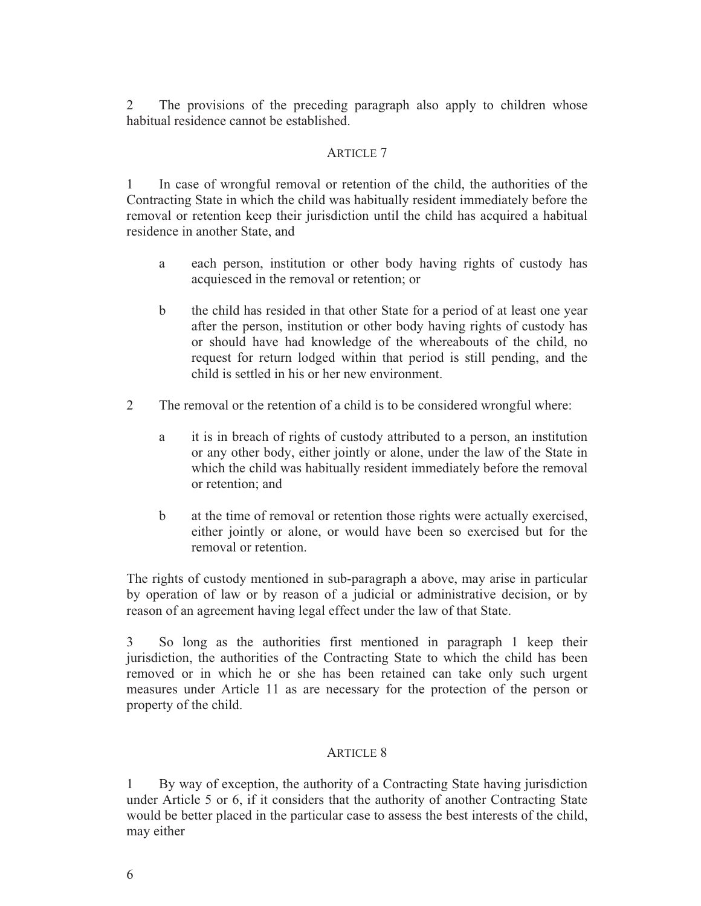2 The provisions of the preceding paragraph also apply to children whose habitual residence cannot be established.

## ARTICLE 7

1 In case of wrongful removal or retention of the child, the authorities of the Contracting State in which the child was habitually resident immediately before the removal or retention keep their jurisdiction until the child has acquired a habitual residence in another State, and

- a each person, institution or other body having rights of custody has acquiesced in the removal or retention; or

- b the child has resided in that other State for a period of at least one year after the person, institution or other body having rights of custody has or should have had knowledge of the whereabouts of the child, no request for return lodged within that period is still pending, and the child is settled in his or her new environment.

2 The removal or the retention of a child is to be considered wrongful where:

- a it is in breach of rights of custody attributed to a person, an institution or any other body, either jointly or alone, under the law of the State in which the child was habitually resident immediately before the removal or retention; and

- b at the time of removal or retention those rights were actually exercised, either jointly or alone, or would have been so exercised but for the removal or retention.

The rights of custody mentioned in sub-paragraph a above, may arise in particular by operation of law or by reason of a judicial or administrative decision, or by reason of an agreement having legal effect under the law of that State.

3 So long as the authorities first mentioned in paragraph 1 keep their jurisdiction, the authorities of the Contracting State to which the child has been removed or in which he or she has been retained can take only such urgent measures under Article 11 as are necessary for the protection of the person or property of the child.

## ARTICLE 8

1 By way of exception, the authority of a Contracting State having jurisdiction under Article 5 or 6, if it considers that the authority of another Contracting State would be better placed in the particular case to assess the best interests of the child, may either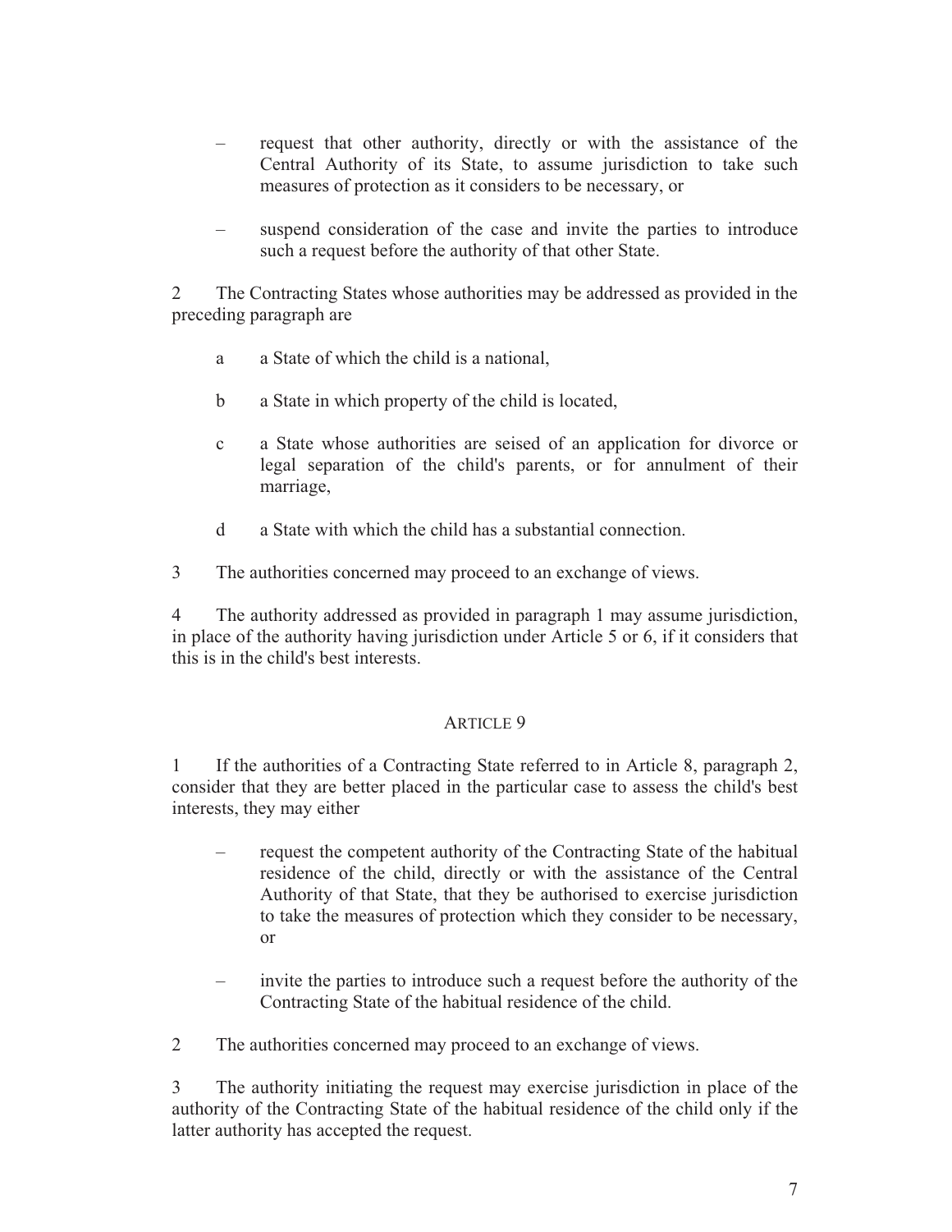– request that other authority, directly or with the assistance of the Central Authority of its State, to assume jurisdiction to take such measures of protection as it considers to be necessary, or

– suspend consideration of the case and invite the parties to introduce such a request before the authority of that other State.

2 The Contracting States whose authorities may be addressed as provided in the preceding paragraph are

a a State of which the child is a national,

b a State in which property of the child is located,

c a State whose authorities are seised of an application for divorce or legal separation of the child's parents, or for annulment of their marriage,

d a State with which the child has a substantial connection.

3 The authorities concerned may proceed to an exchange of views.

4 The authority addressed as provided in paragraph 1 may assume jurisdiction, in place of the authority having jurisdiction under Article 5 or 6, if it considers that this is in the child's best interests.

## ARTICLE 9

1 If the authorities of a Contracting State referred to in Article 8, paragraph 2, consider that they are better placed in the particular case to assess the child's best interests, they may either

– request the competent authority of the Contracting State of the habitual residence of the child, directly or with the assistance of the Central Authority of that State, that they be authorised to exercise jurisdiction to take the measures of protection which they consider to be necessary, or

– invite the parties to introduce such a request before the authority of the Contracting State of the habitual residence of the child.

2 The authorities concerned may proceed to an exchange of views.

3 The authority initiating the request may exercise jurisdiction in place of the authority of the Contracting State of the habitual residence of the child only if the latter authority has accepted the request.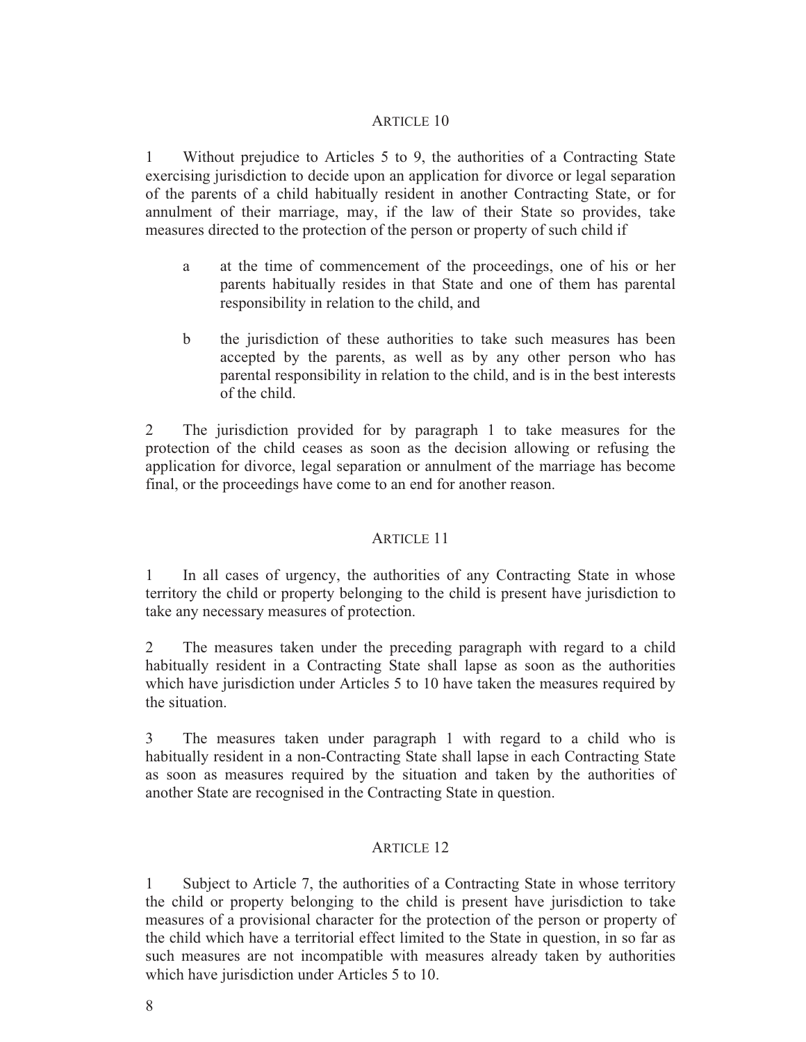## Article 10

1 Without prejudice to Articles 5 to 9, the authorities of a Contracting State exercising jurisdiction to decide upon an application for divorce or legal separation of the parents of a child habitually resident in another Contracting State, or for annulment of their marriage, may, if the law of their State so provides, take measures directed to the protection of the person or property of such child if

a at the time of commencement of the proceedings, one of his or her parents habitually resides in that State and one of them has parental responsibility in relation to the child, and

b the jurisdiction of these authorities to take such measures has been accepted by the parents, as well as by any other person who has parental responsibility in relation to the child, and is in the best interests of the child.

2 The jurisdiction provided for by paragraph 1 to take measures for the protection of the child ceases as soon as the decision allowing or refusing the application for divorce, legal separation or annulment of the marriage has become final, or the proceedings have come to an end for another reason.

## Article 11

1 In all cases of urgency, the authorities of any Contracting State in whose territory the child or property belonging to the child is present have jurisdiction to take any necessary measures of protection.

2 The measures taken under the preceding paragraph with regard to a child habitually resident in a Contracting State shall lapse as soon as the authorities which have jurisdiction under Articles 5 to 10 have taken the measures required by the situation.

3 The measures taken under paragraph 1 with regard to a child who is habitually resident in a non-Contracting State shall lapse in each Contracting State as soon as measures required by the situation and taken by the authorities of another State are recognised in the Contracting State in question.

## Article 12

1 Subject to Article 7, the authorities of a Contracting State in whose territory the child or property belonging to the child is present have jurisdiction to take measures of a provisional character for the protection of the person or property of the child which have a territorial effect limited to the State in question, in so far as such measures are not incompatible with measures already taken by authorities which have jurisdiction under Articles 5 to 10.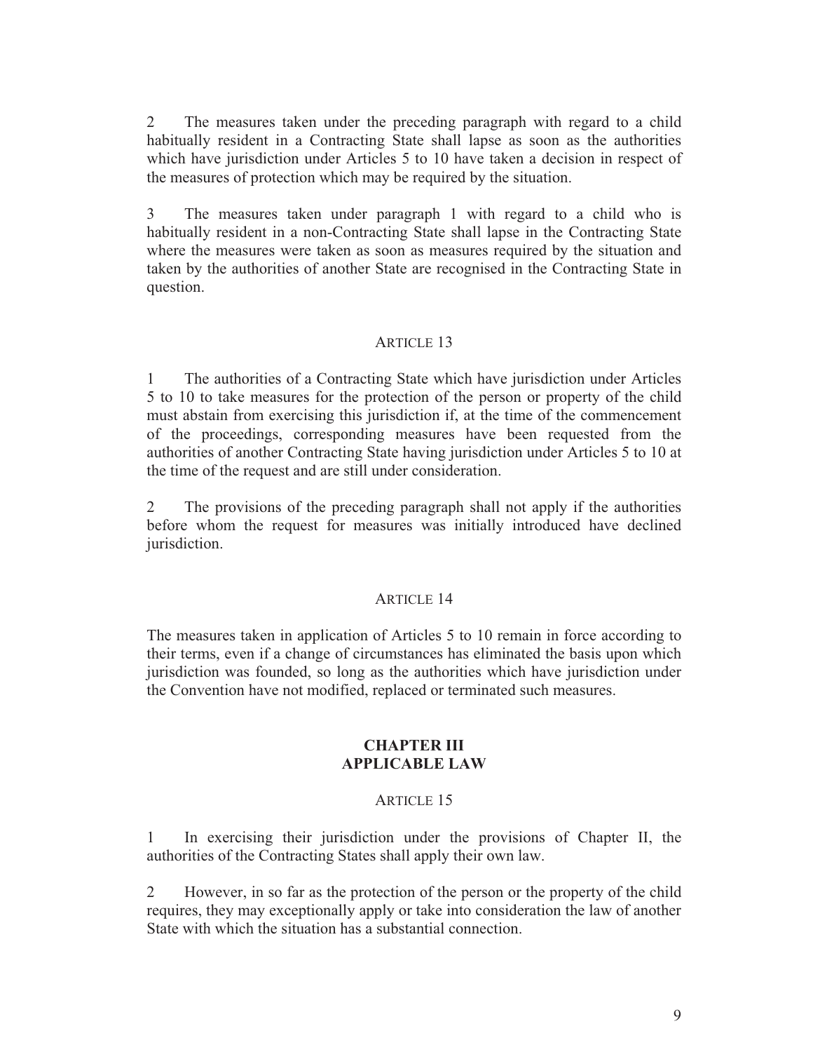2 The measures taken under the preceding paragraph with regard to a child habitually resident in a Contracting State shall lapse as soon as the authorities which have jurisdiction under Articles 5 to 10 have taken a decision in respect of the measures of protection which may be required by the situation.

3 The measures taken under paragraph 1 with regard to a child who is habitually resident in a non-Contracting State shall lapse in the Contracting State where the measures were taken as soon as measures required by the situation and taken by the authorities of another State are recognised in the Contracting State in question.

### ARTICLE 13

1 The authorities of a Contracting State which have jurisdiction under Articles 5 to 10 to take measures for the protection of the person or property of the child must abstain from exercising this jurisdiction if, at the time of the commencement of the proceedings, corresponding measures have been requested from the authorities of another Contracting State having jurisdiction under Articles 5 to 10 at the time of the request and are still under consideration.

2 The provisions of the preceding paragraph shall not apply if the authorities before whom the request for measures was initially introduced have declined jurisdiction.

### ARTICLE 14

The measures taken in application of Articles 5 to 10 remain in force according to their terms, even if a change of circumstances has eliminated the basis upon which jurisdiction was founded, so long as the authorities which have jurisdiction under the Convention have not modified, replaced or terminated such measures.

## CHAPTER III
## APPLICABLE LAW

### ARTICLE 15

1 In exercising their jurisdiction under the provisions of Chapter II, the authorities of the Contracting States shall apply their own law.

2 However, in so far as the protection of the person or the property of the child requires, they may exceptionally apply or take into consideration the law of another State with which the situation has a substantial connection.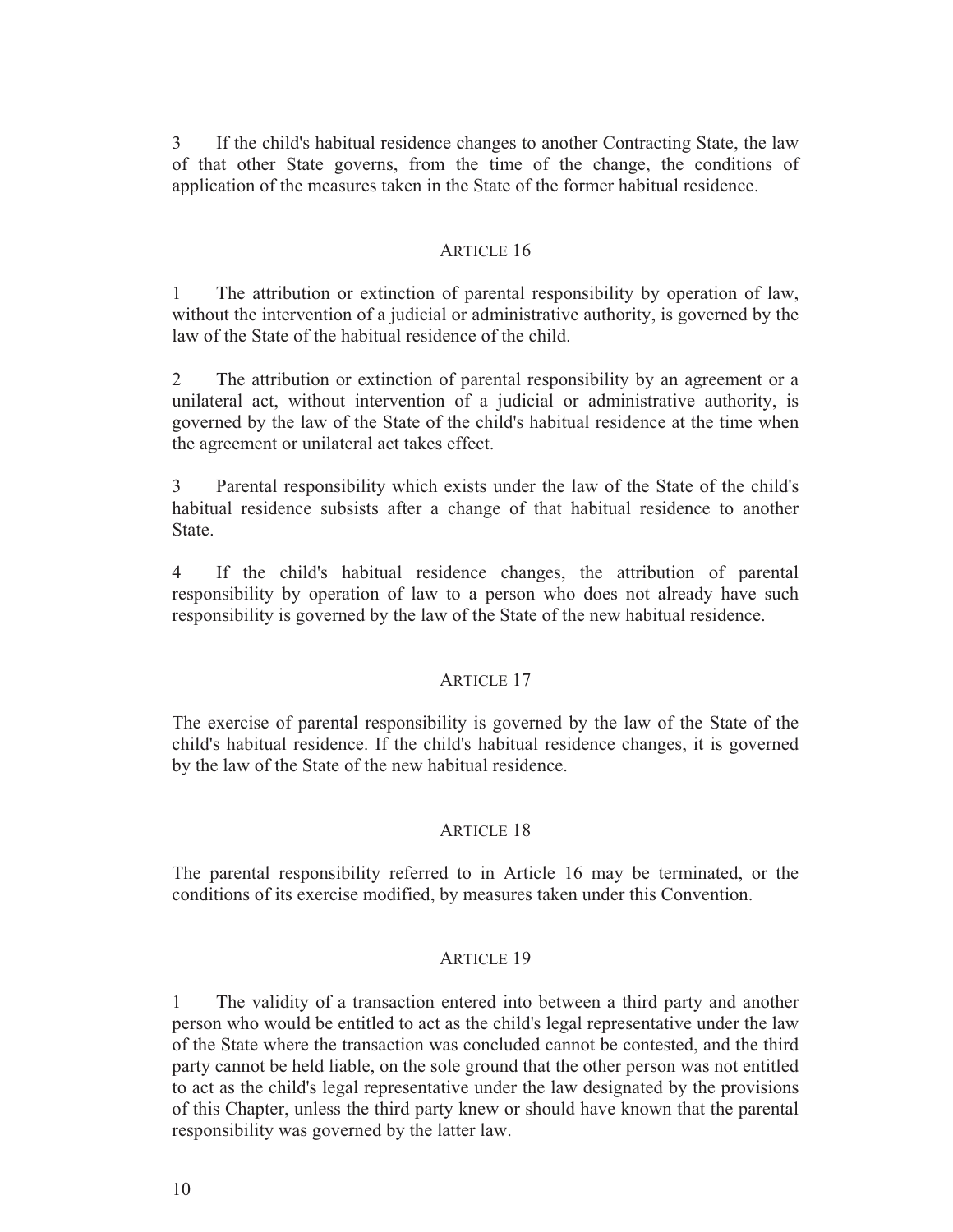3 If the child's habitual residence changes to another Contracting State, the law of that other State governs, from the time of the change, the conditions of application of the measures taken in the State of the former habitual residence.

## ARTICLE 16

1 The attribution or extinction of parental responsibility by operation of law, without the intervention of a judicial or administrative authority, is governed by the law of the State of the habitual residence of the child.

2 The attribution or extinction of parental responsibility by an agreement or a unilateral act, without intervention of a judicial or administrative authority, is governed by the law of the State of the child's habitual residence at the time when the agreement or unilateral act takes effect.

3 Parental responsibility which exists under the law of the State of the child's habitual residence subsists after a change of that habitual residence to another State.

4 If the child's habitual residence changes, the attribution of parental responsibility by operation of law to a person who does not already have such responsibility is governed by the law of the State of the new habitual residence.

## ARTICLE 17

The exercise of parental responsibility is governed by the law of the State of the child's habitual residence. If the child's habitual residence changes, it is governed by the law of the State of the new habitual residence.

## ARTICLE 18

The parental responsibility referred to in Article 16 may be terminated, or the conditions of its exercise modified, by measures taken under this Convention.

## ARTICLE 19

1 The validity of a transaction entered into between a third party and another person who would be entitled to act as the child's legal representative under the law of the State where the transaction was concluded cannot be contested, and the third party cannot be held liable, on the sole ground that the other person was not entitled to act as the child's legal representative under the law designated by the provisions of this Chapter, unless the third party knew or should have known that the parental responsibility was governed by the latter law.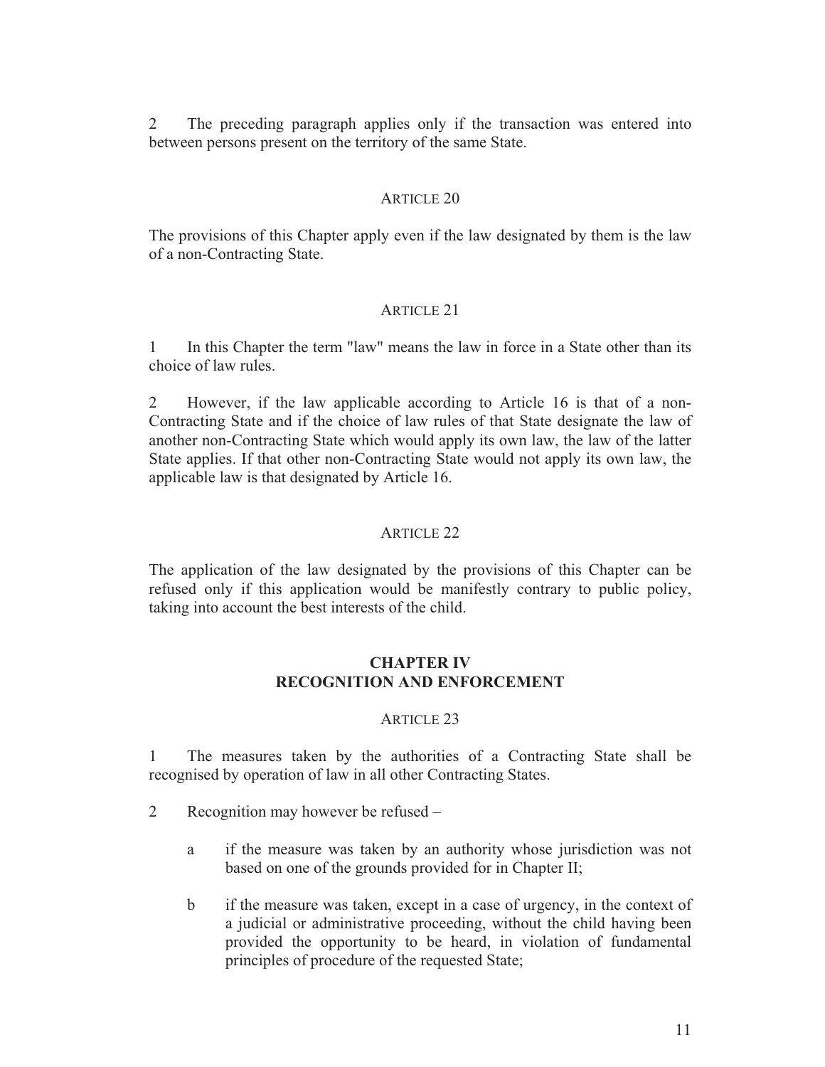2 The preceding paragraph applies only if the transaction was entered into between persons present on the territory of the same State.

### ARTICLE 20

The provisions of this Chapter apply even if the law designated by them is the law of a non-Contracting State.

### ARTICLE 21

1 In this Chapter the term "law" means the law in force in a State other than its choice of law rules.

2 However, if the law applicable according to Article 16 is that of a non-Contracting State and if the choice of law rules of that State designate the law of another non-Contracting State which would apply its own law, the law of the latter State applies. If that other non-Contracting State would not apply its own law, the applicable law is that designated by Article 16.

### ARTICLE 22

The application of the law designated by the provisions of this Chapter can be refused only if this application would be manifestly contrary to public policy, taking into account the best interests of the child.

## CHAPTER IV
## RECOGNITION AND ENFORCEMENT

### ARTICLE 23

1 The measures taken by the authorities of a Contracting State shall be recognised by operation of law in all other Contracting States.

2 Recognition may however be refused –

a if the measure was taken by an authority whose jurisdiction was not based on one of the grounds provided for in Chapter II;

b if the measure was taken, except in a case of urgency, in the context of a judicial or administrative proceeding, without the child having been provided the opportunity to be heard, in violation of fundamental principles of procedure of the requested State;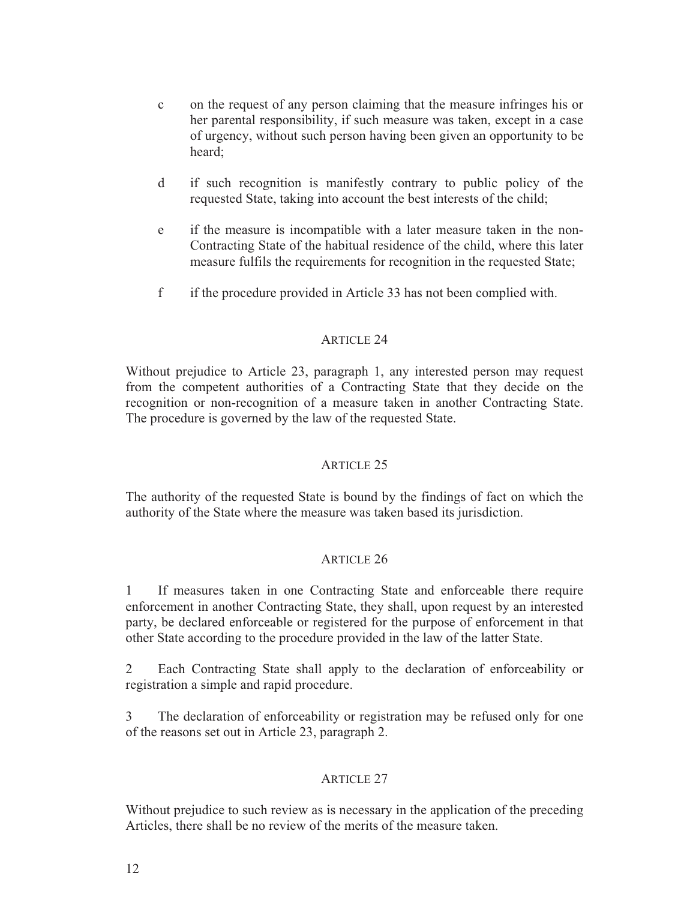c on the request of any person claiming that the measure infringes his or her parental responsibility, if such measure was taken, except in a case of urgency, without such person having been given an opportunity to be heard;

d if such recognition is manifestly contrary to public policy of the requested State, taking into account the best interests of the child;

e if the measure is incompatible with a later measure taken in the non-Contracting State of the habitual residence of the child, where this later measure fulfils the requirements for recognition in the requested State;

f if the procedure provided in Article 33 has not been complied with.

### ARTICLE 24

Without prejudice to Article 23, paragraph 1, any interested person may request from the competent authorities of a Contracting State that they decide on the recognition or non-recognition of a measure taken in another Contracting State. The procedure is governed by the law of the requested State.

### ARTICLE 25

The authority of the requested State is bound by the findings of fact on which the authority of the State where the measure was taken based its jurisdiction.

### ARTICLE 26

1 If measures taken in one Contracting State and enforceable there require enforcement in another Contracting State, they shall, upon request by an interested party, be declared enforceable or registered for the purpose of enforcement in that other State according to the procedure provided in the law of the latter State.

2 Each Contracting State shall apply to the declaration of enforceability or registration a simple and rapid procedure.

3 The declaration of enforceability or registration may be refused only for one of the reasons set out in Article 23, paragraph 2.

### ARTICLE 27

Without prejudice to such review as is necessary in the application of the preceding Articles, there shall be no review of the merits of the measure taken.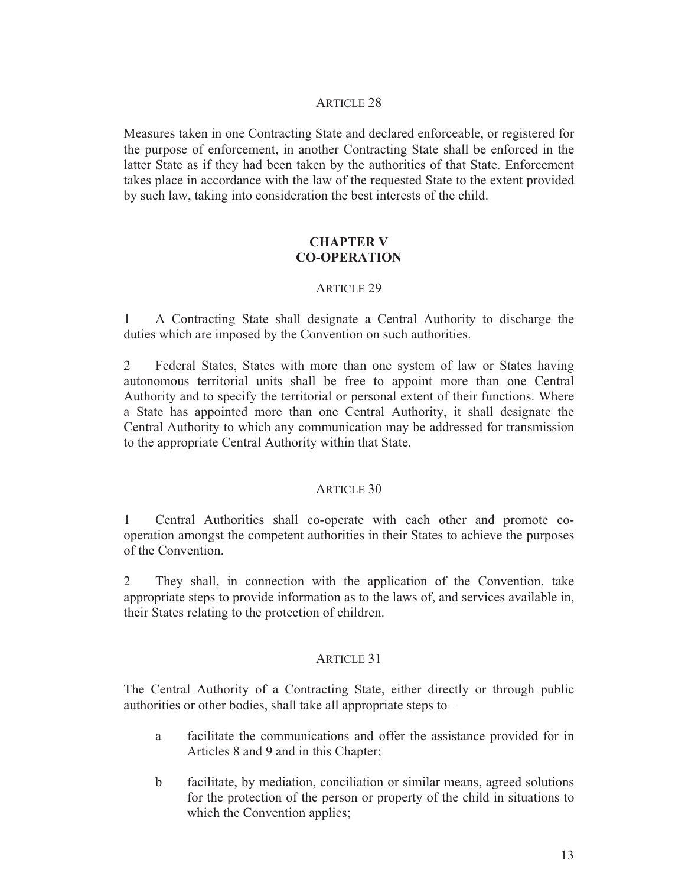### Article 28

Measures taken in one Contracting State and declared enforceable, or registered for the purpose of enforcement, in another Contracting State shall be enforced in the latter State as if they had been taken by the authorities of that State. Enforcement takes place in accordance with the law of the requested State to the extent provided by such law, taking into consideration the best interests of the child.

## CHAPTER V
## CO-OPERATION

### Article 29

1 A Contracting State shall designate a Central Authority to discharge the duties which are imposed by the Convention on such authorities.

2 Federal States, States with more than one system of law or States having autonomous territorial units shall be free to appoint more than one Central Authority and to specify the territorial or personal extent of their functions. Where a State has appointed more than one Central Authority, it shall designate the Central Authority to which any communication may be addressed for transmission to the appropriate Central Authority within that State.

### Article 30

1 Central Authorities shall co-operate with each other and promote co-operation amongst the competent authorities in their States to achieve the purposes of the Convention.

2 They shall, in connection with the application of the Convention, take appropriate steps to provide information as to the laws of, and services available in, their States relating to the protection of children.

### Article 31

The Central Authority of a Contracting State, either directly or through public authorities or other bodies, shall take all appropriate steps to –

a facilitate the communications and offer the assistance provided for in Articles 8 and 9 and in this Chapter;

b facilitate, by mediation, conciliation or similar means, agreed solutions for the protection of the person or property of the child in situations to which the Convention applies;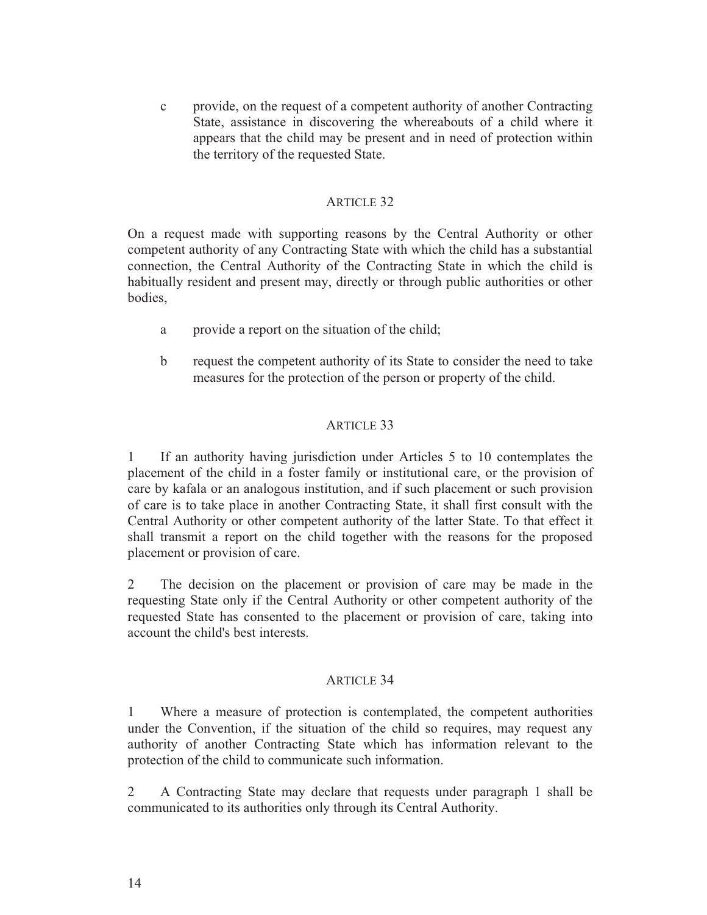c provide, on the request of a competent authority of another Contracting State, assistance in discovering the whereabouts of a child where it appears that the child may be present and in need of protection within the territory of the requested State.

### ARTICLE 32

On a request made with supporting reasons by the Central Authority or other competent authority of any Contracting State with which the child has a substantial connection, the Central Authority of the Contracting State in which the child is habitually resident and present may, directly or through public authorities or other bodies,

a provide a report on the situation of the child;

b request the competent authority of its State to consider the need to take measures for the protection of the person or property of the child.

### ARTICLE 33

1 If an authority having jurisdiction under Articles 5 to 10 contemplates the placement of the child in a foster family or institutional care, or the provision of care by kafala or an analogous institution, and if such placement or such provision of care is to take place in another Contracting State, it shall first consult with the Central Authority or other competent authority of the latter State. To that effect it shall transmit a report on the child together with the reasons for the proposed placement or provision of care.

2 The decision on the placement or provision of care may be made in the requesting State only if the Central Authority or other competent authority of the requested State has consented to the placement or provision of care, taking into account the child's best interests.

### ARTICLE 34

1 Where a measure of protection is contemplated, the competent authorities under the Convention, if the situation of the child so requires, may request any authority of another Contracting State which has information relevant to the protection of the child to communicate such information.

2 A Contracting State may declare that requests under paragraph 1 shall be communicated to its authorities only through its Central Authority.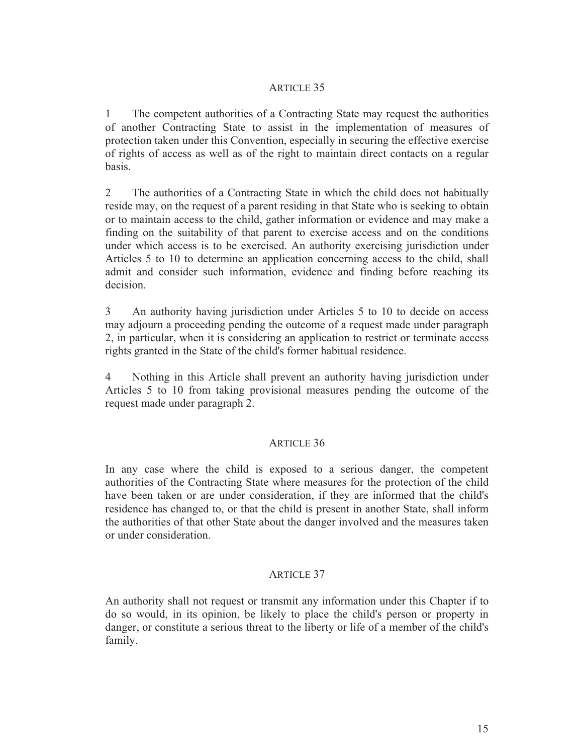### ARTICLE 35

1 The competent authorities of a Contracting State may request the authorities of another Contracting State to assist in the implementation of measures of protection taken under this Convention, especially in securing the effective exercise of rights of access as well as of the right to maintain direct contacts on a regular basis.

2 The authorities of a Contracting State in which the child does not habitually reside may, on the request of a parent residing in that State who is seeking to obtain or to maintain access to the child, gather information or evidence and may make a finding on the suitability of that parent to exercise access and on the conditions under which access is to be exercised. An authority exercising jurisdiction under Articles 5 to 10 to determine an application concerning access to the child, shall admit and consider such information, evidence and finding before reaching its decision.

3 An authority having jurisdiction under Articles 5 to 10 to decide on access may adjourn a proceeding pending the outcome of a request made under paragraph 2, in particular, when it is considering an application to restrict or terminate access rights granted in the State of the child's former habitual residence.

4 Nothing in this Article shall prevent an authority having jurisdiction under Articles 5 to 10 from taking provisional measures pending the outcome of the request made under paragraph 2.

### ARTICLE 36

In any case where the child is exposed to a serious danger, the competent authorities of the Contracting State where measures for the protection of the child have been taken or are under consideration, if they are informed that the child's residence has changed to, or that the child is present in another State, shall inform the authorities of that other State about the danger involved and the measures taken or under consideration.

### ARTICLE 37

An authority shall not request or transmit any information under this Chapter if to do so would, in its opinion, be likely to place the child's person or property in danger, or constitute a serious threat to the liberty or life of a member of the child's family.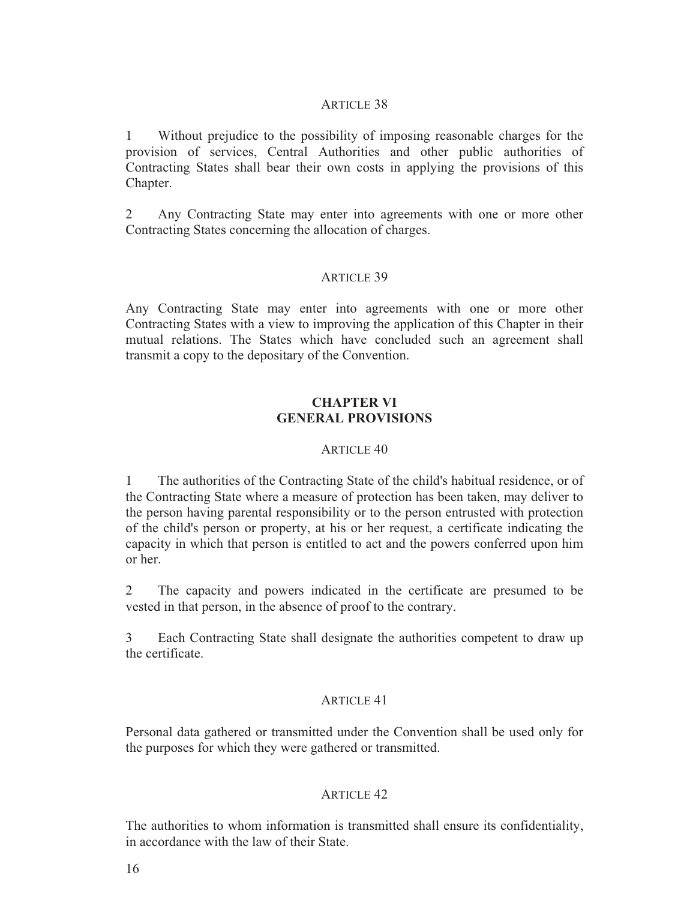### ARTICLE 38

1 Without prejudice to the possibility of imposing reasonable charges for the provision of services, Central Authorities and other public authorities of Contracting States shall bear their own costs in applying the provisions of this Chapter.

2 Any Contracting State may enter into agreements with one or more other Contracting States concerning the allocation of charges.

### ARTICLE 39

Any Contracting State may enter into agreements with one or more other Contracting States with a view to improving the application of this Chapter in their mutual relations. The States which have concluded such an agreement shall transmit a copy to the depositary of the Convention.

## CHAPTER VI
## GENERAL PROVISIONS

### ARTICLE 40

1 The authorities of the Contracting State of the child's habitual residence, or of the Contracting State where a measure of protection has been taken, may deliver to the person having parental responsibility or to the person entrusted with protection of the child's person or property, at his or her request, a certificate indicating the capacity in which that person is entitled to act and the powers conferred upon him or her.

2 The capacity and powers indicated in the certificate are presumed to be vested in that person, in the absence of proof to the contrary.

3 Each Contracting State shall designate the authorities competent to draw up the certificate.

### ARTICLE 41

Personal data gathered or transmitted under the Convention shall be used only for the purposes for which they were gathered or transmitted.

### ARTICLE 42

The authorities to whom information is transmitted shall ensure its confidentiality, in accordance with the law of their State.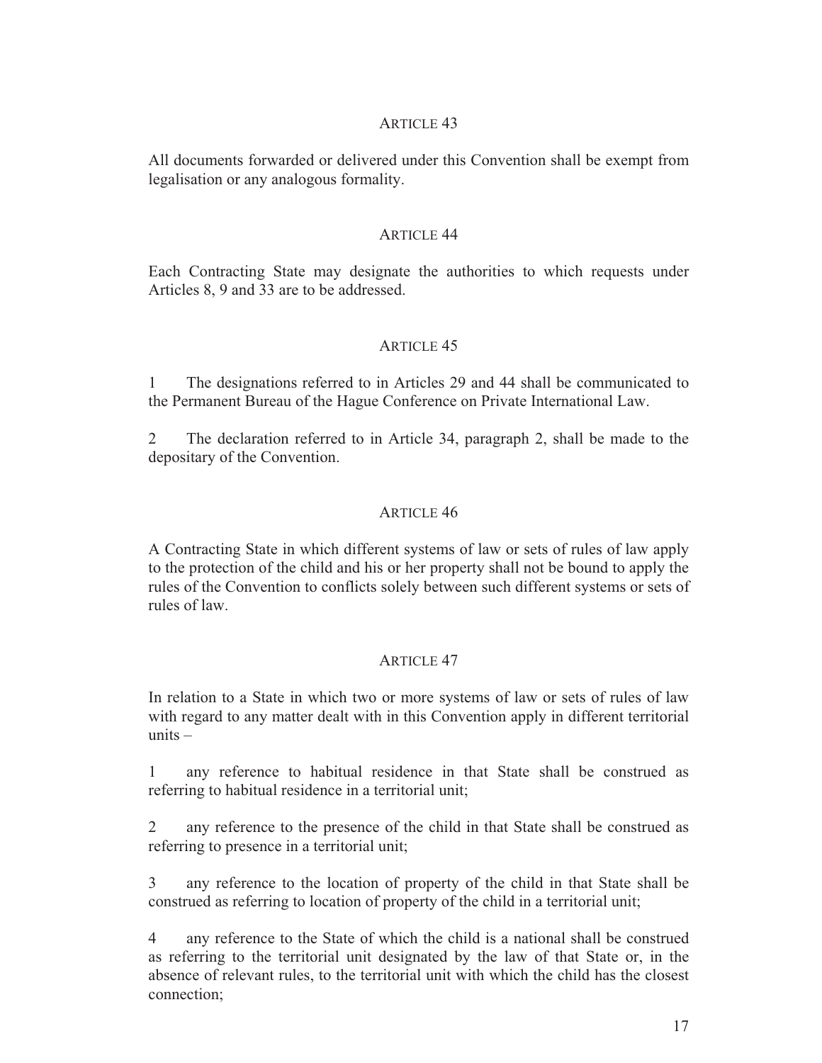### Article 43

All documents forwarded or delivered under this Convention shall be exempt from legalisation or any analogous formality.

### Article 44

Each Contracting State may designate the authorities to which requests under Articles 8, 9 and 33 are to be addressed.

### Article 45

1 The designations referred to in Articles 29 and 44 shall be communicated to the Permanent Bureau of the Hague Conference on Private International Law.

2 The declaration referred to in Article 34, paragraph 2, shall be made to the depositary of the Convention.

### Article 46

A Contracting State in which different systems of law or sets of rules of law apply to the protection of the child and his or her property shall not be bound to apply the rules of the Convention to conflicts solely between such different systems or sets of rules of law.

### Article 47

In relation to a State in which two or more systems of law or sets of rules of law with regard to any matter dealt with in this Convention apply in different territorial units –

1 any reference to habitual residence in that State shall be construed as referring to habitual residence in a territorial unit;

2 any reference to the presence of the child in that State shall be construed as referring to presence in a territorial unit;

3 any reference to the location of property of the child in that State shall be construed as referring to location of property of the child in a territorial unit;

4 any reference to the State of which the child is a national shall be construed as referring to the territorial unit designated by the law of that State or, in the absence of relevant rules, to the territorial unit with which the child has the closest connection;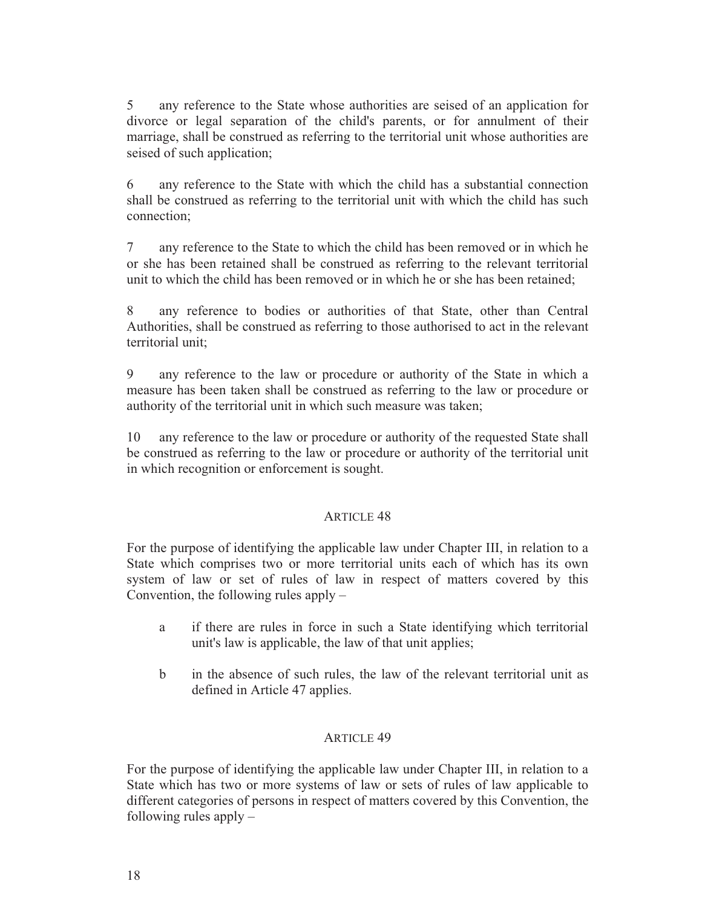5 any reference to the State whose authorities are seised of an application for divorce or legal separation of the child's parents, or for annulment of their marriage, shall be construed as referring to the territorial unit whose authorities are seised of such application;

6 any reference to the State with which the child has a substantial connection shall be construed as referring to the territorial unit with which the child has such connection;

7 any reference to the State to which the child has been removed or in which he or she has been retained shall be construed as referring to the relevant territorial unit to which the child has been removed or in which he or she has been retained;

8 any reference to bodies or authorities of that State, other than Central Authorities, shall be construed as referring to those authorised to act in the relevant territorial unit;

9 any reference to the law or procedure or authority of the State in which a measure has been taken shall be construed as referring to the law or procedure or authority of the territorial unit in which such measure was taken;

10 any reference to the law or procedure or authority of the requested State shall be construed as referring to the law or procedure or authority of the territorial unit in which recognition or enforcement is sought.

## ARTICLE 48

For the purpose of identifying the applicable law under Chapter III, in relation to a State which comprises two or more territorial units each of which has its own system of law or set of rules of law in respect of matters covered by this Convention, the following rules apply –

a if there are rules in force in such a State identifying which territorial unit's law is applicable, the law of that unit applies;

b in the absence of such rules, the law of the relevant territorial unit as defined in Article 47 applies.

## ARTICLE 49

For the purpose of identifying the applicable law under Chapter III, in relation to a State which has two or more systems of law or sets of rules of law applicable to different categories of persons in respect of matters covered by this Convention, the following rules apply –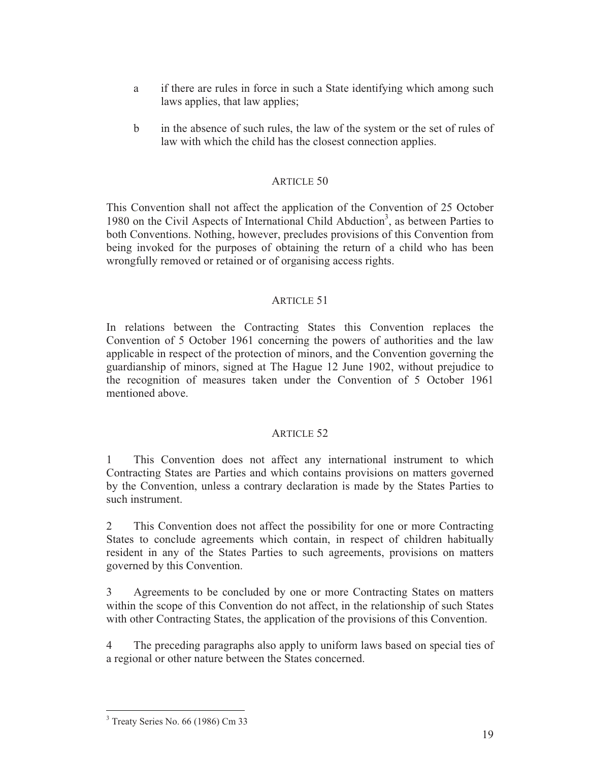a if there are rules in force in such a State identifying which among such laws applies, that law applies;

b in the absence of such rules, the law of the system or the set of rules of law with which the child has the closest connection applies.

## ARTICLE 50

This Convention shall not affect the application of the Convention of 25 October 1980 on the Civil Aspects of International Child Abduction[3], as between Parties to both Conventions. Nothing, however, precludes provisions of this Convention from being invoked for the purposes of obtaining the return of a child who has been wrongfully removed or retained or of organising access rights.

## ARTICLE 51

In relations between the Contracting States this Convention replaces the Convention of 5 October 1961 concerning the powers of authorities and the law applicable in respect of the protection of minors, and the Convention governing the guardianship of minors, signed at The Hague 12 June 1902, without prejudice to the recognition of measures taken under the Convention of 5 October 1961 mentioned above.

## ARTICLE 52

1 This Convention does not affect any international instrument to which Contracting States are Parties and which contains provisions on matters governed by the Convention, unless a contrary declaration is made by the States Parties to such instrument.

2 This Convention does not affect the possibility for one or more Contracting States to conclude agreements which contain, in respect of children habitually resident in any of the States Parties to such agreements, provisions on matters governed by this Convention.

3 Agreements to be concluded by one or more Contracting States on matters within the scope of this Convention do not affect, in the relationship of such States with other Contracting States, the application of the provisions of this Convention.

4 The preceding paragraphs also apply to uniform laws based on special ties of a regional or other nature between the States concerned.

[3] Treaty Series No. 66 (1986) Cm 33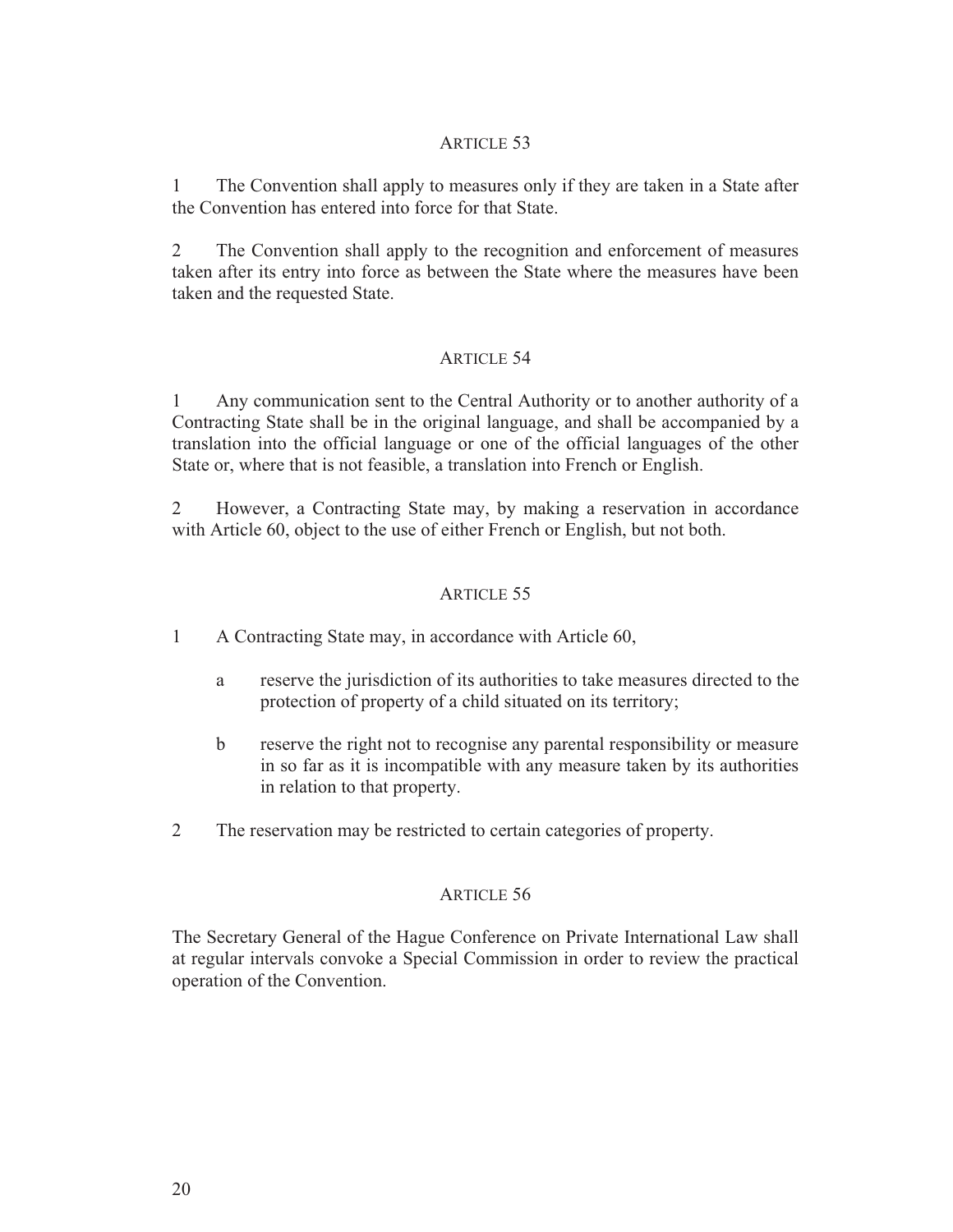### Article 53

1 The Convention shall apply to measures only if they are taken in a State after the Convention has entered into force for that State.

2 The Convention shall apply to the recognition and enforcement of measures taken after its entry into force as between the State where the measures have been taken and the requested State.

### Article 54

1 Any communication sent to the Central Authority or to another authority of a Contracting State shall be in the original language, and shall be accompanied by a translation into the official language or one of the official languages of the other State or, where that is not feasible, a translation into French or English.

2 However, a Contracting State may, by making a reservation in accordance with Article 60, object to the use of either French or English, but not both.

### Article 55

1 A Contracting State may, in accordance with Article 60,

- a reserve the jurisdiction of its authorities to take measures directed to the protection of property of a child situated on its territory;
- b reserve the right not to recognise any parental responsibility or measure in so far as it is incompatible with any measure taken by its authorities in relation to that property.

2 The reservation may be restricted to certain categories of property.

### Article 56

The Secretary General of the Hague Conference on Private International Law shall at regular intervals convoke a Special Commission in order to review the practical operation of the Convention.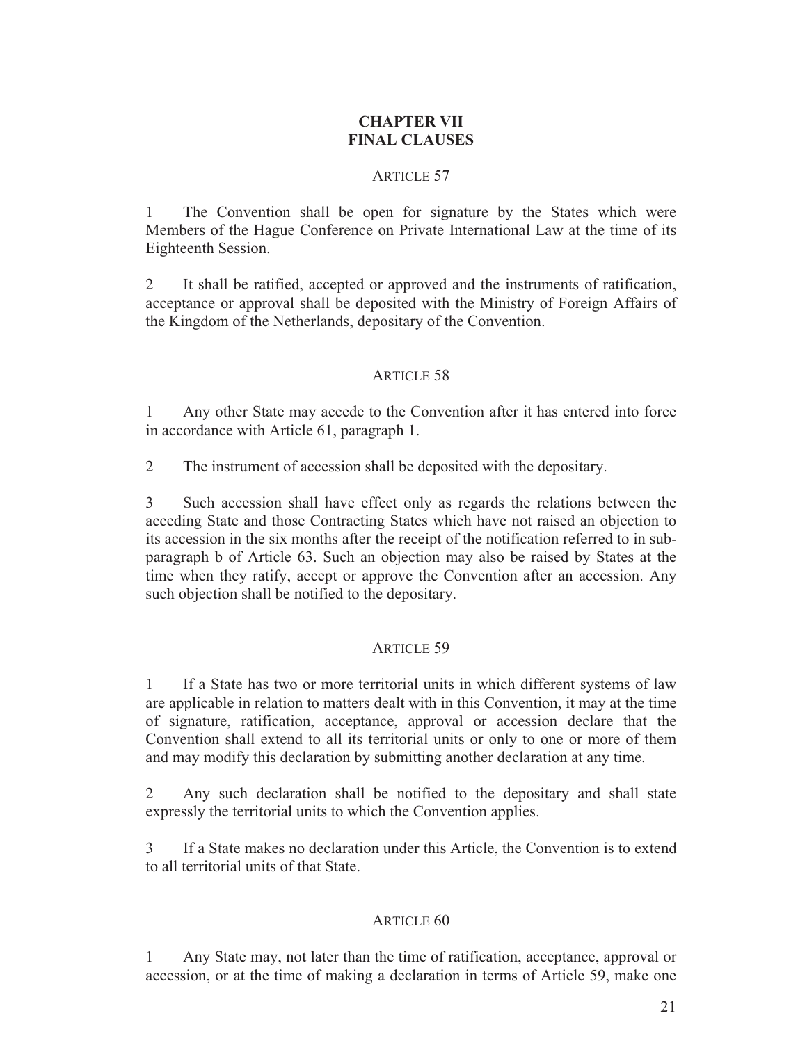## CHAPTER VII
## FINAL CLAUSES

### ARTICLE 57

1 The Convention shall be open for signature by the States which were Members of the Hague Conference on Private International Law at the time of its Eighteenth Session.

2 It shall be ratified, accepted or approved and the instruments of ratification, acceptance or approval shall be deposited with the Ministry of Foreign Affairs of the Kingdom of the Netherlands, depositary of the Convention.

### ARTICLE 58

1 Any other State may accede to the Convention after it has entered into force in accordance with Article 61, paragraph 1.

2 The instrument of accession shall be deposited with the depositary.

3 Such accession shall have effect only as regards the relations between the acceding State and those Contracting States which have not raised an objection to its accession in the six months after the receipt of the notification referred to in sub-paragraph b of Article 63. Such an objection may also be raised by States at the time when they ratify, accept or approve the Convention after an accession. Any such objection shall be notified to the depositary.

### ARTICLE 59

1 If a State has two or more territorial units in which different systems of law are applicable in relation to matters dealt with in this Convention, it may at the time of signature, ratification, acceptance, approval or accession declare that the Convention shall extend to all its territorial units or only to one or more of them and may modify this declaration by submitting another declaration at any time.

2 Any such declaration shall be notified to the depositary and shall state expressly the territorial units to which the Convention applies.

3 If a State makes no declaration under this Article, the Convention is to extend to all territorial units of that State.

### ARTICLE 60

1 Any State may, not later than the time of ratification, acceptance, approval or accession, or at the time of making a declaration in terms of Article 59, make one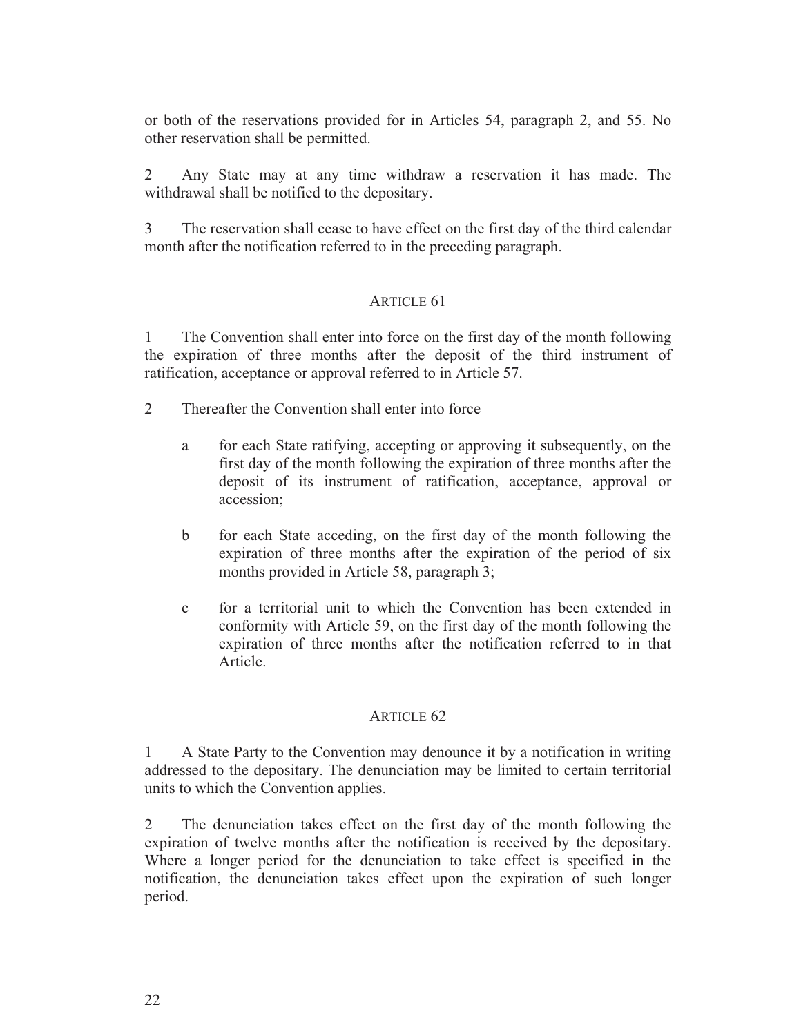or both of the reservations provided for in Articles 54, paragraph 2, and 55. No other reservation shall be permitted.

2 Any State may at any time withdraw a reservation it has made. The withdrawal shall be notified to the depositary.

3 The reservation shall cease to have effect on the first day of the third calendar month after the notification referred to in the preceding paragraph.

## ARTICLE 61

1 The Convention shall enter into force on the first day of the month following the expiration of three months after the deposit of the third instrument of ratification, acceptance or approval referred to in Article 57.

2 Thereafter the Convention shall enter into force –

a for each State ratifying, accepting or approving it subsequently, on the first day of the month following the expiration of three months after the deposit of its instrument of ratification, acceptance, approval or accession;

b for each State acceding, on the first day of the month following the expiration of three months after the expiration of the period of six months provided in Article 58, paragraph 3;

c for a territorial unit to which the Convention has been extended in conformity with Article 59, on the first day of the month following the expiration of three months after the notification referred to in that Article.

## ARTICLE 62

1 A State Party to the Convention may denounce it by a notification in writing addressed to the depositary. The denunciation may be limited to certain territorial units to which the Convention applies.

2 The denunciation takes effect on the first day of the month following the expiration of twelve months after the notification is received by the depositary. Where a longer period for the denunciation to take effect is specified in the notification, the denunciation takes effect upon the expiration of such longer period.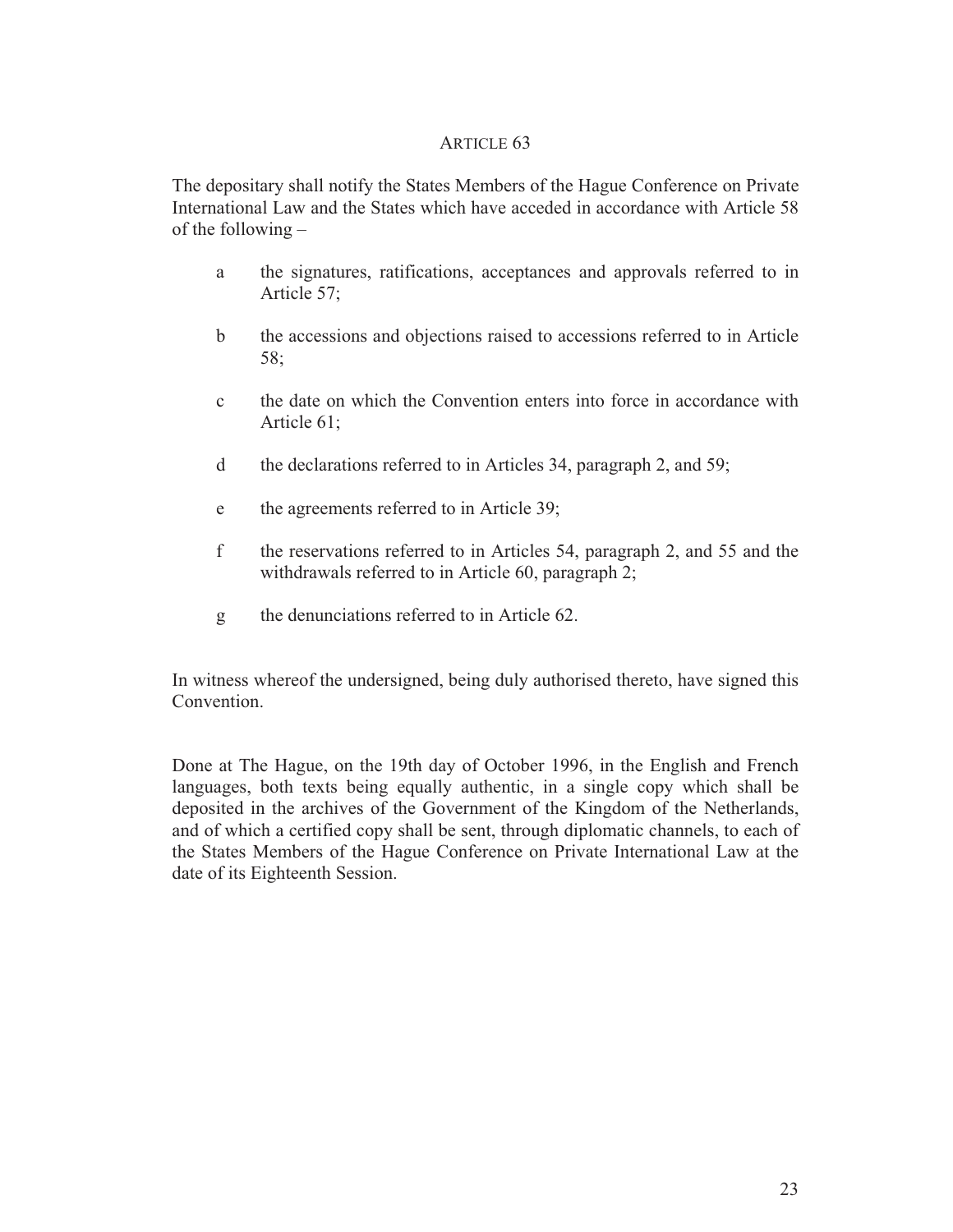### ARTICLE 63

The depositary shall notify the States Members of the Hague Conference on Private International Law and the States which have acceded in accordance with Article 58 of the following –

a the signatures, ratifications, acceptances and approvals referred to in Article 57;

b the accessions and objections raised to accessions referred to in Article 58;

c the date on which the Convention enters into force in accordance with Article 61;

d the declarations referred to in Articles 34, paragraph 2, and 59;

e the agreements referred to in Article 39;

f the reservations referred to in Articles 54, paragraph 2, and 55 and the withdrawals referred to in Article 60, paragraph 2;

g the denunciations referred to in Article 62.

In witness whereof the undersigned, being duly authorised thereto, have signed this Convention.

Done at The Hague, on the 19th day of October 1996, in the English and French languages, both texts being equally authentic, in a single copy which shall be deposited in the archives of the Government of the Kingdom of the Netherlands, and of which a certified copy shall be sent, through diplomatic channels, to each of the States Members of the Hague Conference on Private International Law at the date of its Eighteenth Session.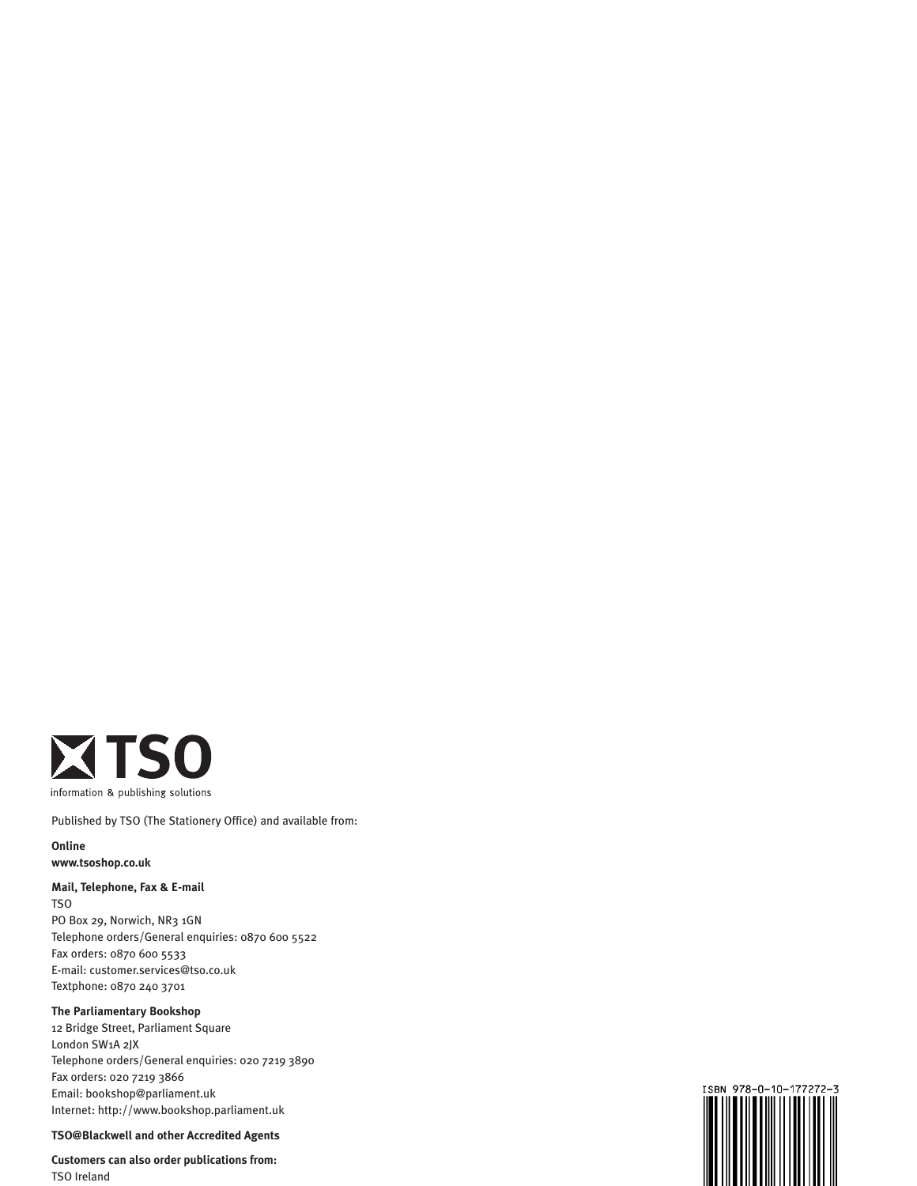TSO

information & publishing solutions

Published by TSO (The Stationery Office) and available from:

**Online**
**www.tsoshop.co.uk**

**Mail, Telephone, Fax & E-mail**
TSO
PO Box 29, Norwich, NR3 1GN
Telephone orders/General enquiries: 0870 600 5522
Fax orders: 0870 600 5533
E-mail: customer.services@tso.co.uk
Textphone: 0870 240 3701

**The Parliamentary Bookshop**
12 Bridge Street, Parliament Square
London SW1A 2JX
Telephone orders/General enquiries: 020 7219 3890
Fax orders: 020 7219 3866
Email: bookshop@parliament.uk
Internet: http://www.bookshop.parliament.uk

**TSO@Blackwell and other Accredited Agents**

**Customers can also order publications from:**
TSO Ireland

ISBN 978-0-10-177272-3